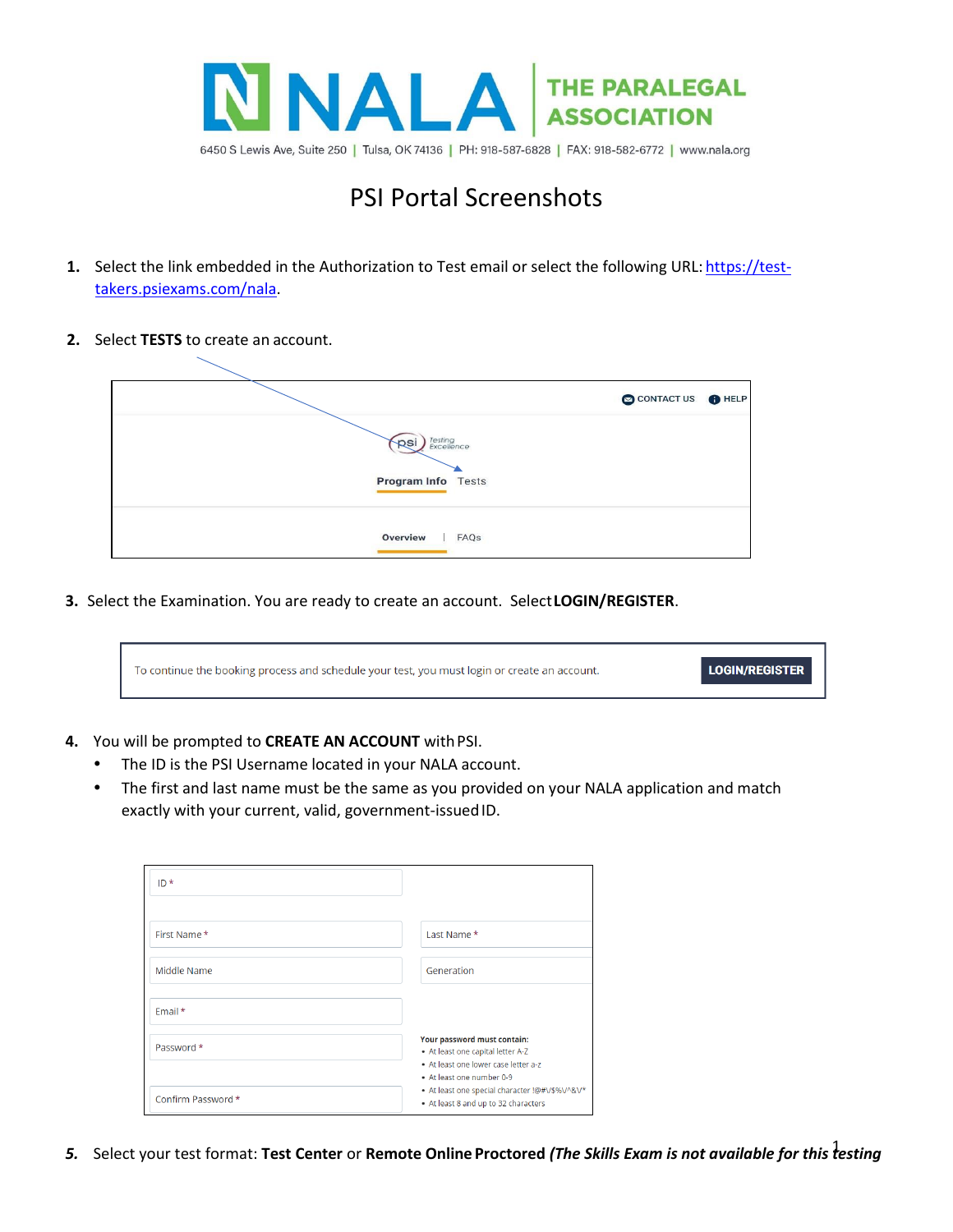NALA THE PARALEGAL ASSOCIATION

6450 S Lewis Ave, Suite 250 | Tulsa, OK 74136 | PH: 918-587-6828 | FAX: 918-582-6772 | www.nala.org

# PSI Portal Screenshots

1. Select the link embedded in the Authorization to Test email or select the following URL: [https://test-takers.psiexams.com/nala](https://test-takers.psiexams.com/nala).

2. Select **TESTS** to create an account.

   CONTACT US   HELP

   psi testing Excellence

   Program Info   Tests

   Overview | FAQs

3. Select the Examination. You are ready to create an account. Select **LOGIN/REGISTER**.

   To continue the booking process and schedule your test, you must login or create an account.   LOGIN/REGISTER

4. You will be prompted to **CREATE AN ACCOUNT** with PSI.
   - The ID is the PSI Username located in your NALA account.
   - The first and last name must be the same as you provided on your NALA application and match exactly with your current, valid, government-issued ID.

   ID *

   First Name *   Last Name *

   Middle Name   Generation

   Email *

   Password *

   Confirm Password *

   Your password must contain:
   - At least one capital letter A-Z
   - At least one lower case letter a-z
   - At least one number 0-9
   - At least one special character !@#\/$%\/^&\/*
   - At least 8 and up to 32 characters

5. Select your test format: **Test Center** or **Remote Online Proctored** ***(The Skills Exam is not available for this testing***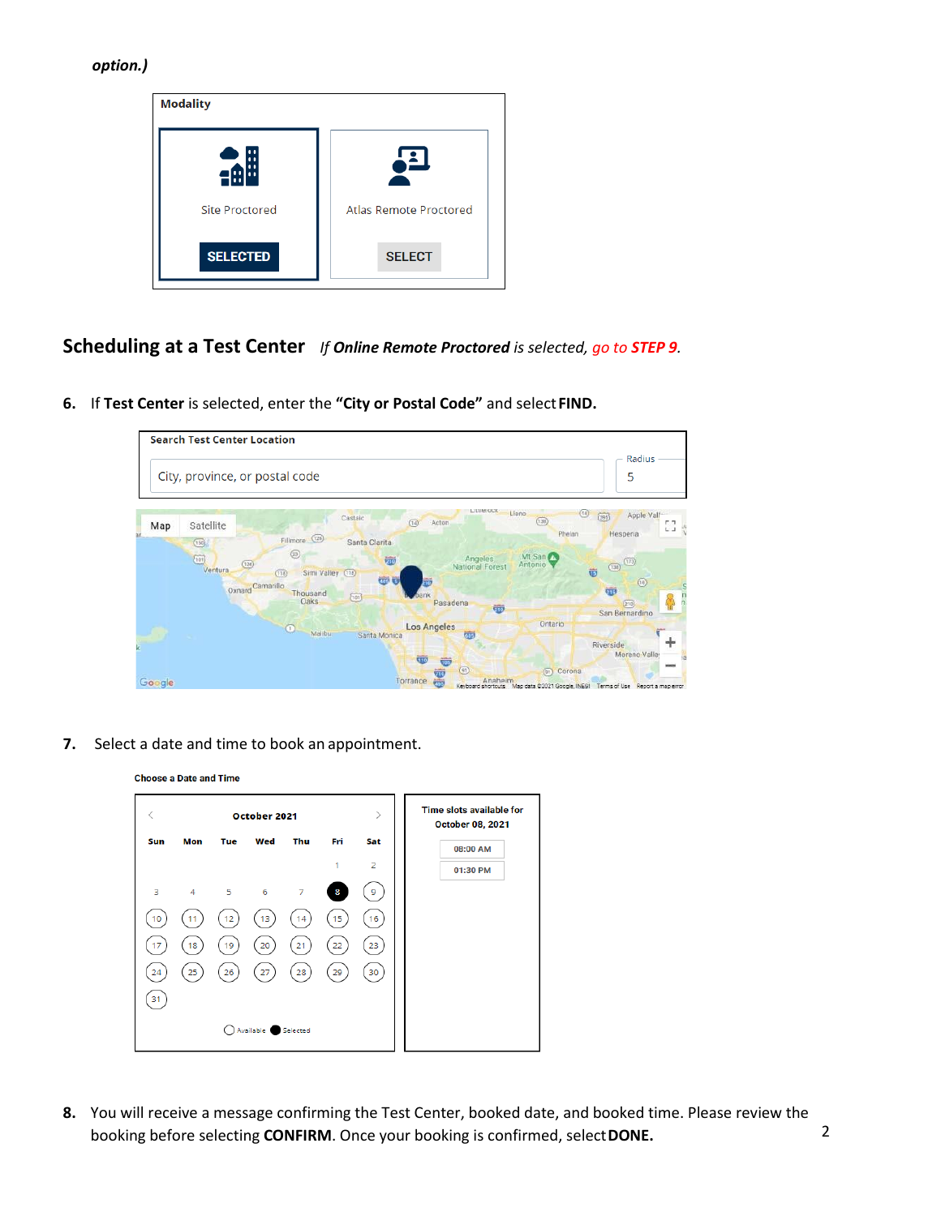*option.)*

Modality

Site Proctored — SELECTED

Atlas Remote Proctored — SELECT

## Scheduling at a Test Center *If **Online Remote Proctored** is selected, go to **STEP 9**.*

6. If **Test Center** is selected, enter the **"City or Postal Code"** and select **FIND.**

Search Test Center Location

City, province, or postal code — Radius 5

7. Select a date and time to book an appointment.

Choose a Date and Time

October 2021

| Sun | Mon | Tue | Wed | Thu | Fri | Sat |
|---|---|---|---|---|---|---|
| | | | | | 1 | 2 |
| 3 | 4 | 5 | 6 | 7 | 8 | 9 |
| 10 | 11 | 12 | 13 | 14 | 15 | 16 |
| 17 | 18 | 19 | 20 | 21 | 22 | 23 |
| 24 | 25 | 26 | 27 | 28 | 29 | 30 |
| 31 | | | | | | |

Available Selected

Time slots available for October 08, 2021

08:00 AM

01:30 PM

8. You will receive a message confirming the Test Center, booked date, and booked time. Please review the booking before selecting **CONFIRM**. Once your booking is confirmed, select **DONE.**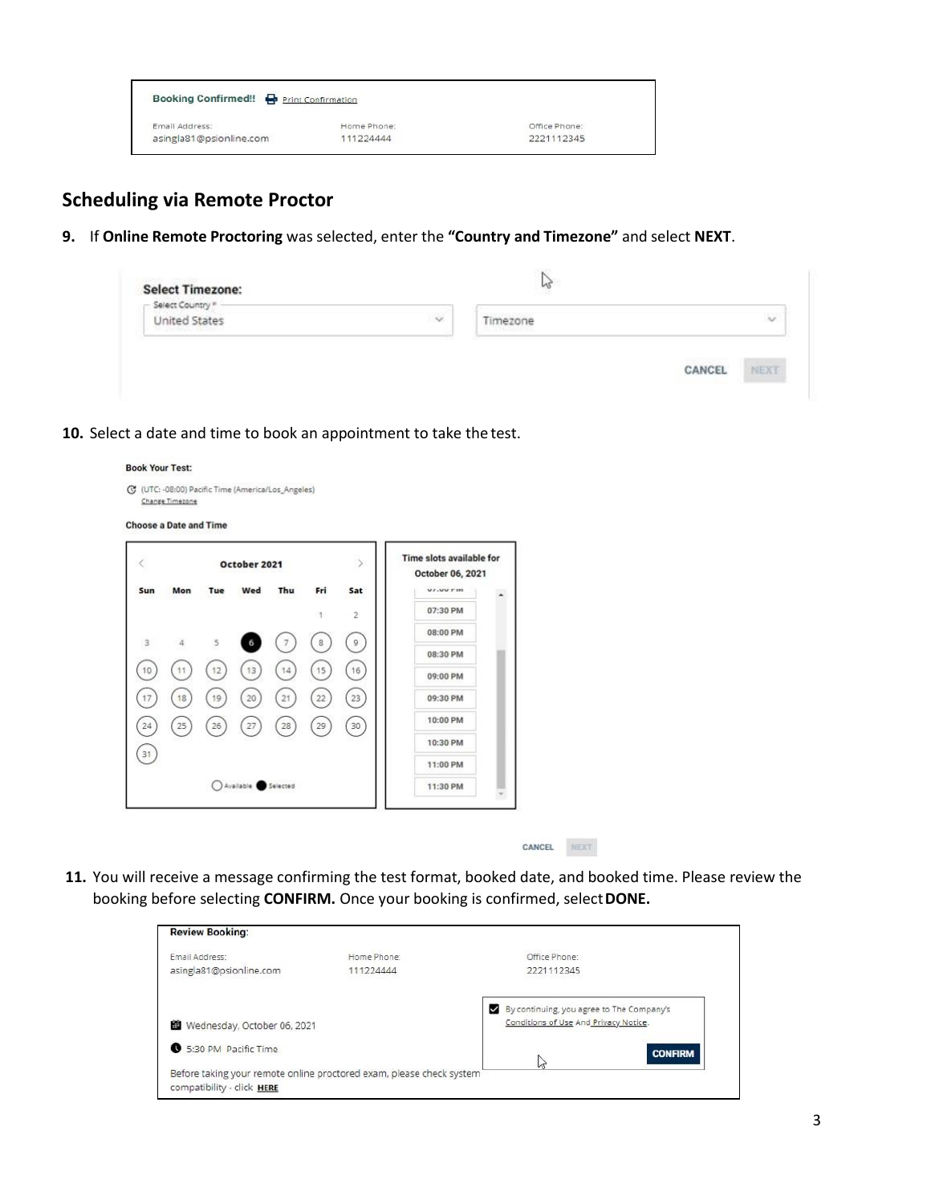| Booking Confirmed!! Print Confirmation | | |
|---|---|---|
| Email Address: | Home Phone: | Office Phone: |
| asingla81@psionline.com | 111224444 | 2221112345 |

## Scheduling via Remote Proctor

**9.** If **Online Remote Proctoring** was selected, enter the **"Country and Timezone"** and select **NEXT**.

**Select Timezone:**

Select Country *
United States

Timezone

CANCEL NEXT

**10.** Select a date and time to book an appointment to take the test.

**Book Your Test:**

(UTC: -08:00) Pacific Time (America/Los_Angeles)
Change Timezone

**Choose a Date and Time**

October 2021

| Sun | Mon | Tue | Wed | Thu | Fri | Sat |
|---|---|---|---|---|---|---|
| | | | | | 1 | 2 |
| 3 | 4 | 5 | 6 | 7 | 8 | 9 |
| 10 | 11 | 12 | 13 | 14 | 15 | 16 |
| 17 | 18 | 19 | 20 | 21 | 22 | 23 |
| 24 | 25 | 26 | 27 | 28 | 29 | 30 |
| 31 | | | | | | |

Available Selected

Time slots available for October 06, 2021

07:30 PM
08:00 PM
08:30 PM
09:00 PM
09:30 PM
10:00 PM
10:30 PM
11:00 PM
11:30 PM

CANCEL NEXT

**11.** You will receive a message confirming the test format, booked date, and booked time. Please review the booking before selecting **CONFIRM.** Once your booking is confirmed, select **DONE.**

**Review Booking:**

| Email Address: | Home Phone: | Office Phone: |
|---|---|---|
| asingla81@psionline.com | 111224444 | 2221112345 |

Wednesday, October 06, 2021

5:30 PM Pacific Time

By continuing, you agree to The Company's Conditions of Use And Privacy Notice.

CONFIRM

Before taking your remote online proctored exam, please check system compatibility - click **HERE**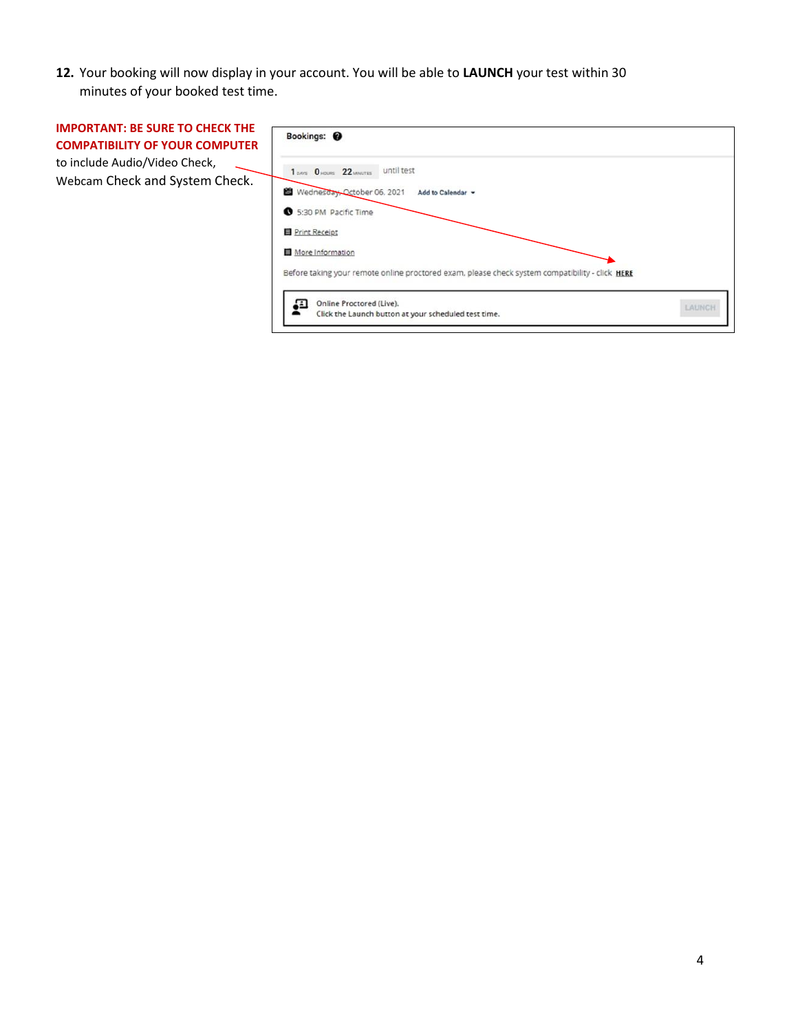12. Your booking will now display in your account. You will be able to **LAUNCH** your test within 30 minutes of your booked test time.

**IMPORTANT: BE SURE TO CHECK THE COMPATIBILITY OF YOUR COMPUTER** to include Audio/Video Check, Webcam Check and System Check.

**Bookings:**

1 DAYS 0 HOURS 22 MINUTES until test

Wednesday, October 06, 2021 **Add to Calendar**

5:30 PM Pacific Time

Print Receipt

More Information

Before taking your remote online proctored exam, please check system compatibility - click **HERE**

Online Proctored (Live).
Click the Launch button at your scheduled test time.

LAUNCH